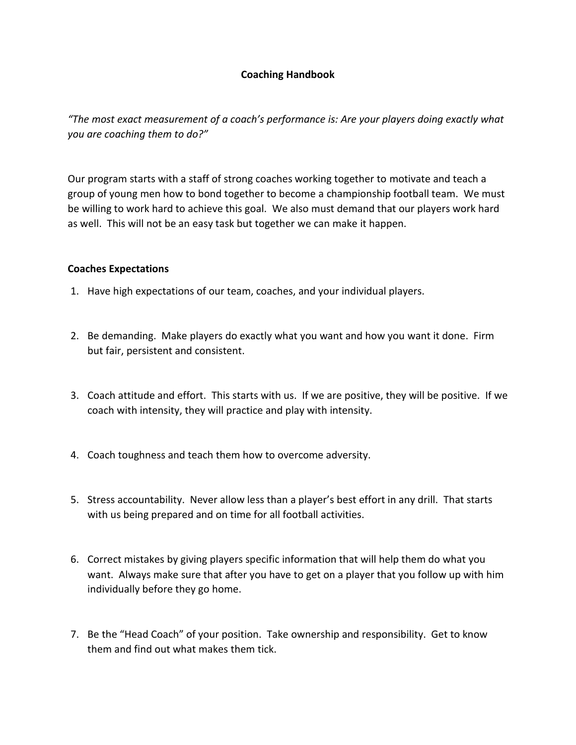# Coaching Handbook

*"The most exact measurement of a coach's performance is: Are your players doing exactly what you are coaching them to do?"*

Our program starts with a staff of strong coaches working together to motivate and teach a group of young men how to bond together to become a championship football team. We must be willing to work hard to achieve this goal. We also must demand that our players work hard as well. This will not be an easy task but together we can make it happen.

## Coaches Expectations

1. Have high expectations of our team, coaches, and your individual players.

2. Be demanding. Make players do exactly what you want and how you want it done. Firm but fair, persistent and consistent.

3. Coach attitude and effort. This starts with us. If we are positive, they will be positive. If we coach with intensity, they will practice and play with intensity.

4. Coach toughness and teach them how to overcome adversity.

5. Stress accountability. Never allow less than a player's best effort in any drill. That starts with us being prepared and on time for all football activities.

6. Correct mistakes by giving players specific information that will help them do what you want. Always make sure that after you have to get on a player that you follow up with him individually before they go home.

7. Be the "Head Coach" of your position. Take ownership and responsibility. Get to know them and find out what makes them tick.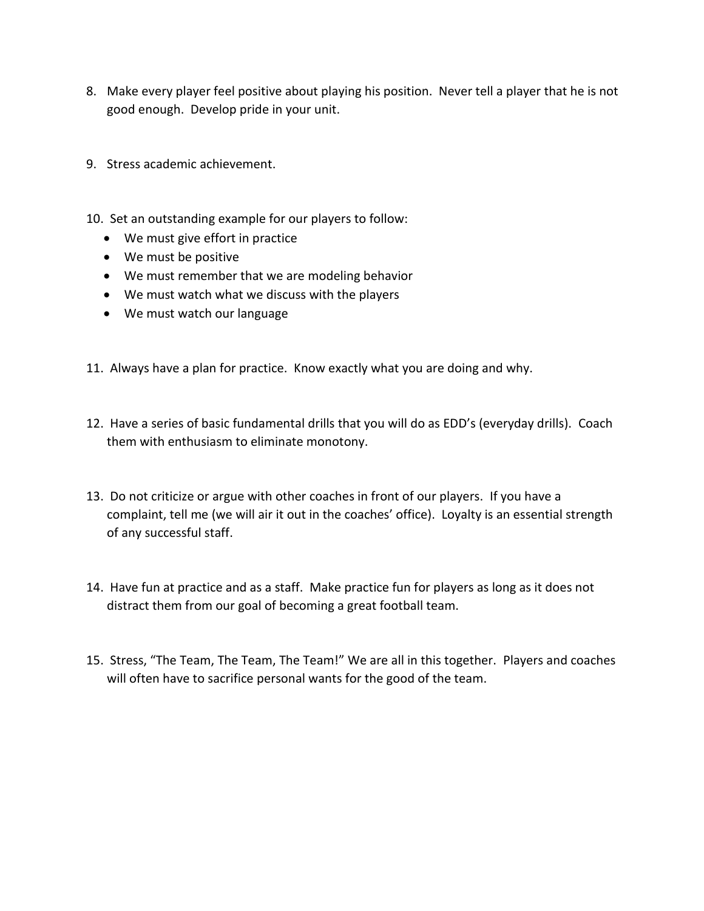8. Make every player feel positive about playing his position. Never tell a player that he is not good enough. Develop pride in your unit.

9. Stress academic achievement.

10. Set an outstanding example for our players to follow:
    - We must give effort in practice
    - We must be positive
    - We must remember that we are modeling behavior
    - We must watch what we discuss with the players
    - We must watch our language

11. Always have a plan for practice. Know exactly what you are doing and why.

12. Have a series of basic fundamental drills that you will do as EDD's (everyday drills). Coach them with enthusiasm to eliminate monotony.

13. Do not criticize or argue with other coaches in front of our players. If you have a complaint, tell me (we will air it out in the coaches' office). Loyalty is an essential strength of any successful staff.

14. Have fun at practice and as a staff. Make practice fun for players as long as it does not distract them from our goal of becoming a great football team.

15. Stress, "The Team, The Team, The Team!" We are all in this together. Players and coaches will often have to sacrifice personal wants for the good of the team.